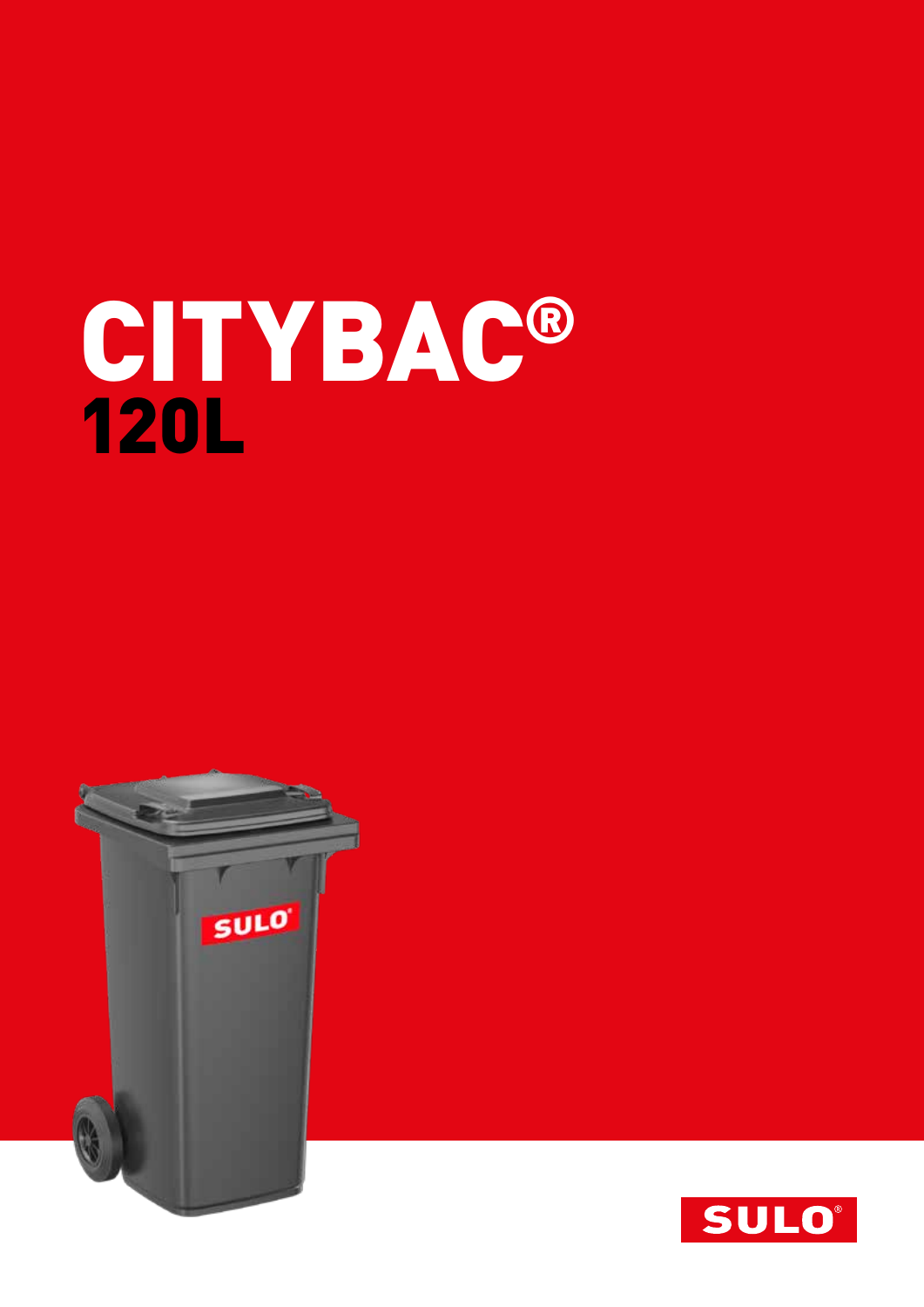# CITYBAC®

## 120L

SULO®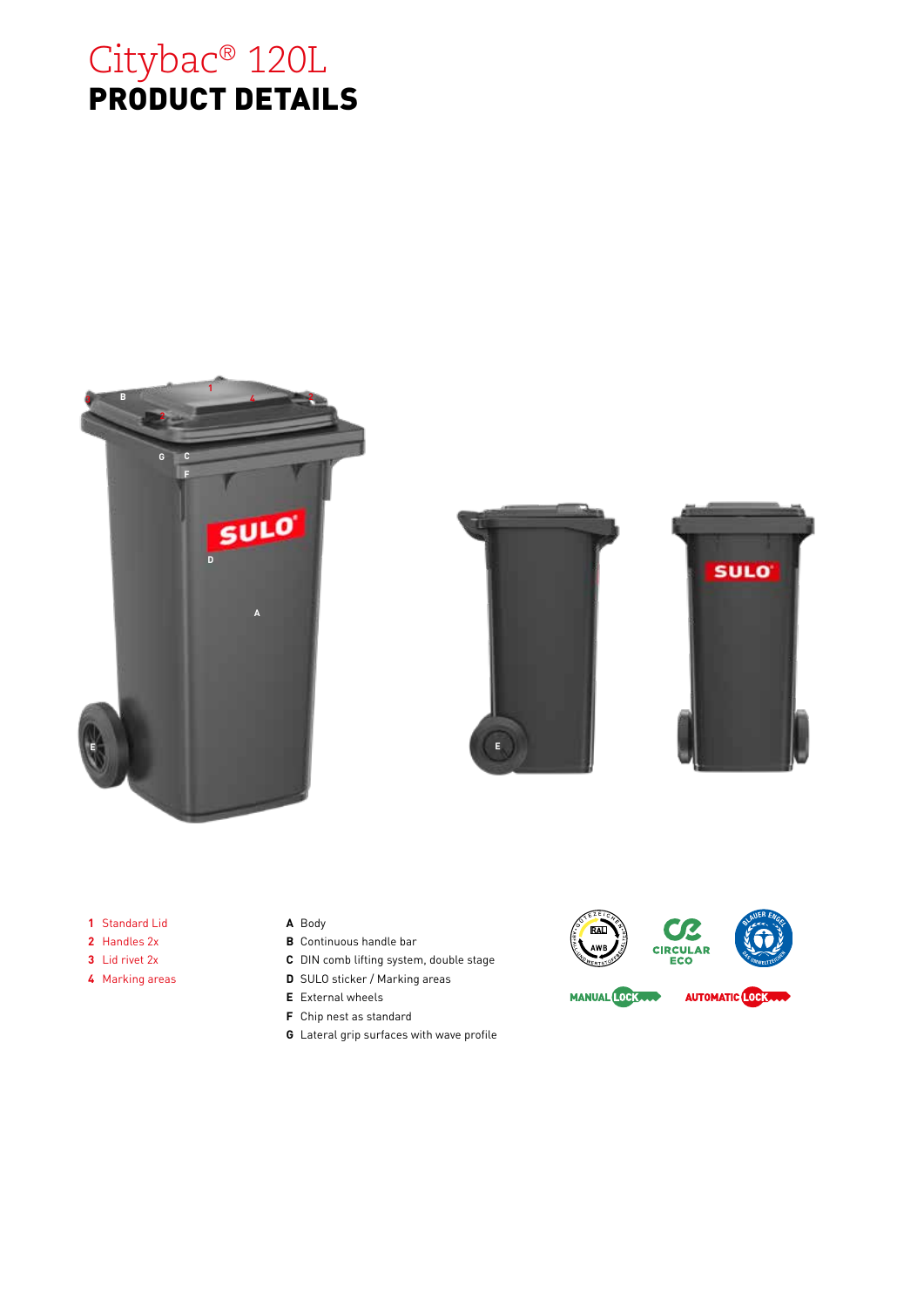# Citybac® 120L
## PRODUCT DETAILS

1 Standard Lid
2 Handles 2x
3 Lid rivet 2x
4 Marking areas

**A** Body
**B** Continuous handle bar
**C** DIN comb lifting system, double stage
**D** SULO sticker / Marking areas
**E** External wheels
**F** Chip nest as standard
**G** Lateral grip surfaces with wave profile

CIRCULAR ECO

MANUAL LOCK

AUTOMATIC LOCK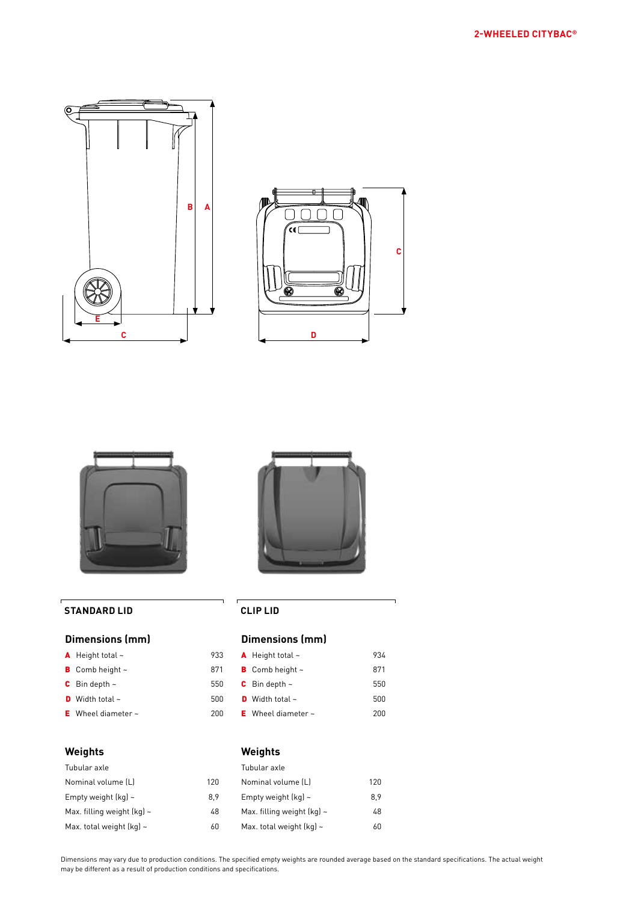## 2-WHEELED CITYBAC®

### STANDARD LID

#### Dimensions (mm)

| | | |
|---|---|---|
| **A** | Height total ~ | 933 |
| **B** | Comb height ~ | 871 |
| **C** | Bin depth ~ | 550 |
| **D** | Width total ~ | 500 |
| **E** | Wheel diameter ~ | 200 |

#### Weights

| Tubular axle | |
|---|---|
| Nominal volume (L) | 120 |
| Empty weight (kg) ~ | 8,9 |
| Max. filling weight (kg) ~ | 48 |
| Max. total weight (kg) ~ | 60 |

### CLIP LID

#### Dimensions (mm)

| | | |
|---|---|---|
| **A** | Height total ~ | 934 |
| **B** | Comb height ~ | 871 |
| **C** | Bin depth ~ | 550 |
| **D** | Width total ~ | 500 |
| **E** | Wheel diameter ~ | 200 |

#### Weights

| Tubular axle | |
|---|---|
| Nominal volume (L) | 120 |
| Empty weight (kg) ~ | 8,9 |
| Max. filling weight (kg) ~ | 48 |
| Max. total weight (kg) ~ | 60 |

Dimensions may vary due to production conditions. The specified empty weights are rounded average based on the standard specifications. The actual weight may be different as a result of production conditions and specifications.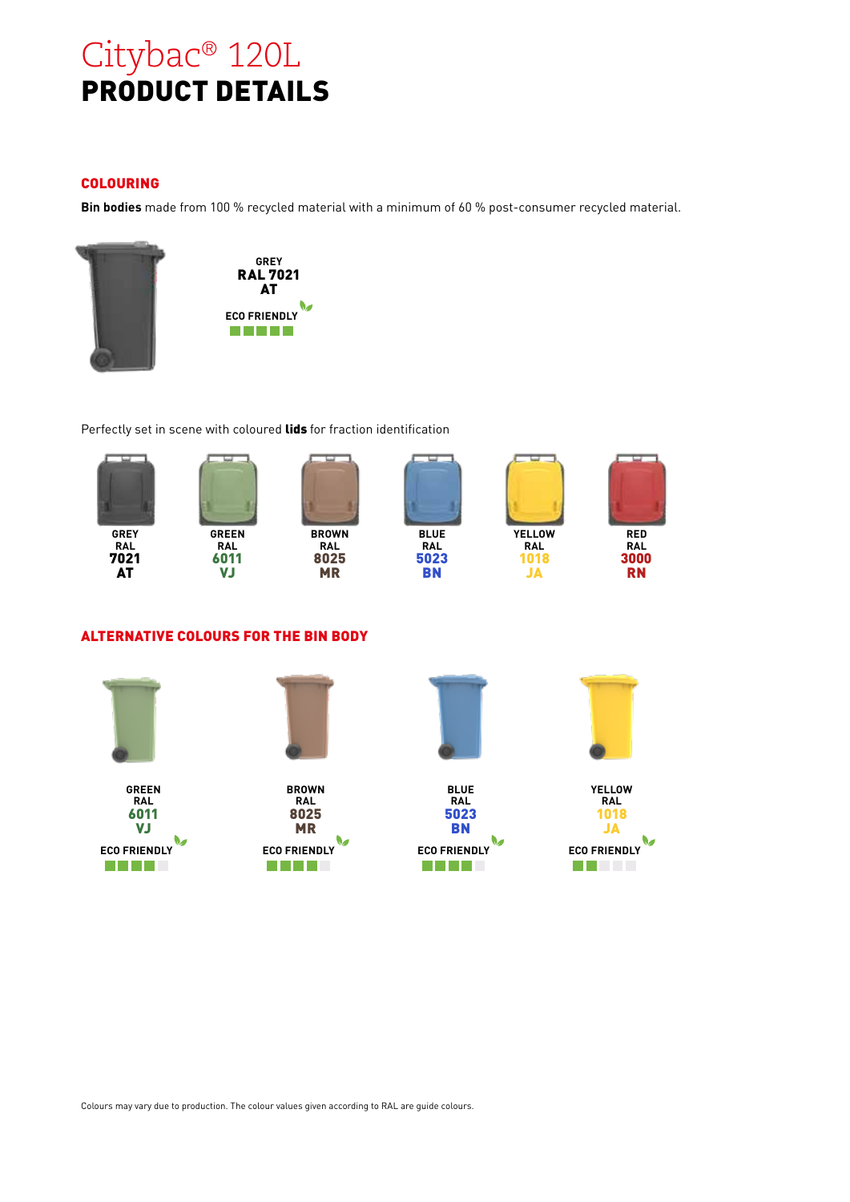# Citybac® 120L
# PRODUCT DETAILS

## COLOURING

**Bin bodies** made from 100 % recycled material with a minimum of 60 % post-consumer recycled material.

GREY
**RAL 7021**
**AT**

ECO FRIENDLY

Perfectly set in scene with coloured **lids** for fraction identification

| GREY | GREEN | BROWN | BLUE | YELLOW | RED |
|---|---|---|---|---|---|
| RAL | RAL | RAL | RAL | RAL | RAL |
| **7021** | **6011** | **8025** | **5023** | **1018** | **3000** |
| **AT** | **VJ** | **MR** | **BN** | **JA** | **RN** |

## ALTERNATIVE COLOURS FOR THE BIN BODY

| GREEN | BROWN | BLUE | YELLOW |
|---|---|---|---|
| RAL | RAL | RAL | RAL |
| **6011** | **8025** | **5023** | **1018** |
| **VJ** | **MR** | **BN** | **JA** |
| ECO FRIENDLY | ECO FRIENDLY | ECO FRIENDLY | ECO FRIENDLY |

Colours may vary due to production. The colour values given according to RAL are guide colours.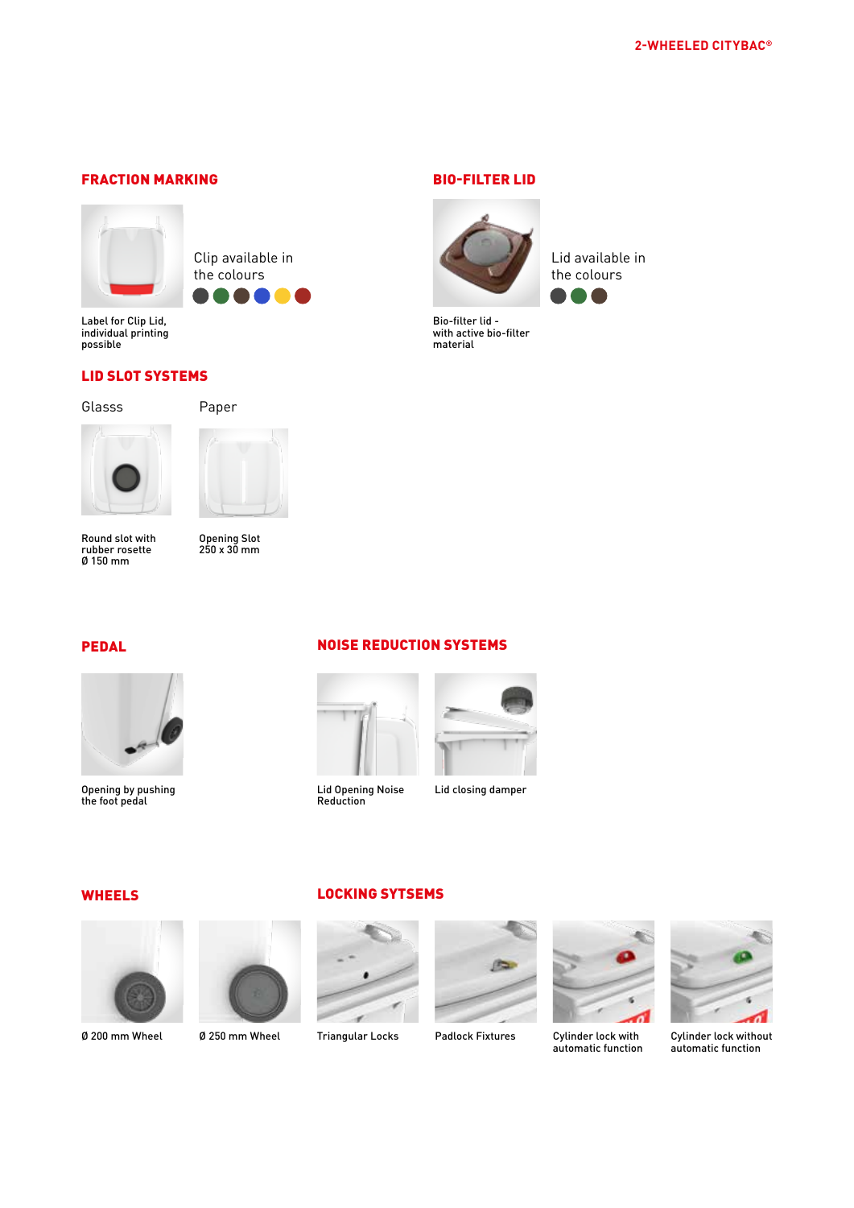## FRACTION MARKING

Clip available in the colours

Label for Clip Lid, individual printing possible

## BIO-FILTER LID

Lid available in the colours

Bio-filter lid - with active bio-filter material

## LID SLOT SYSTEMS

Glasss

Round slot with rubber rosette Ø 150 mm

Paper

Opening Slot 250 x 30 mm

## PEDAL

Opening by pushing the foot pedal

## NOISE REDUCTION SYSTEMS

Lid Opening Noise Reduction

Lid closing damper

## WHEELS

Ø 200 mm Wheel

Ø 250 mm Wheel

## LOCKING SYTSEMS

Triangular Locks

Padlock Fixtures

Cylinder lock with automatic function

Cylinder lock without automatic function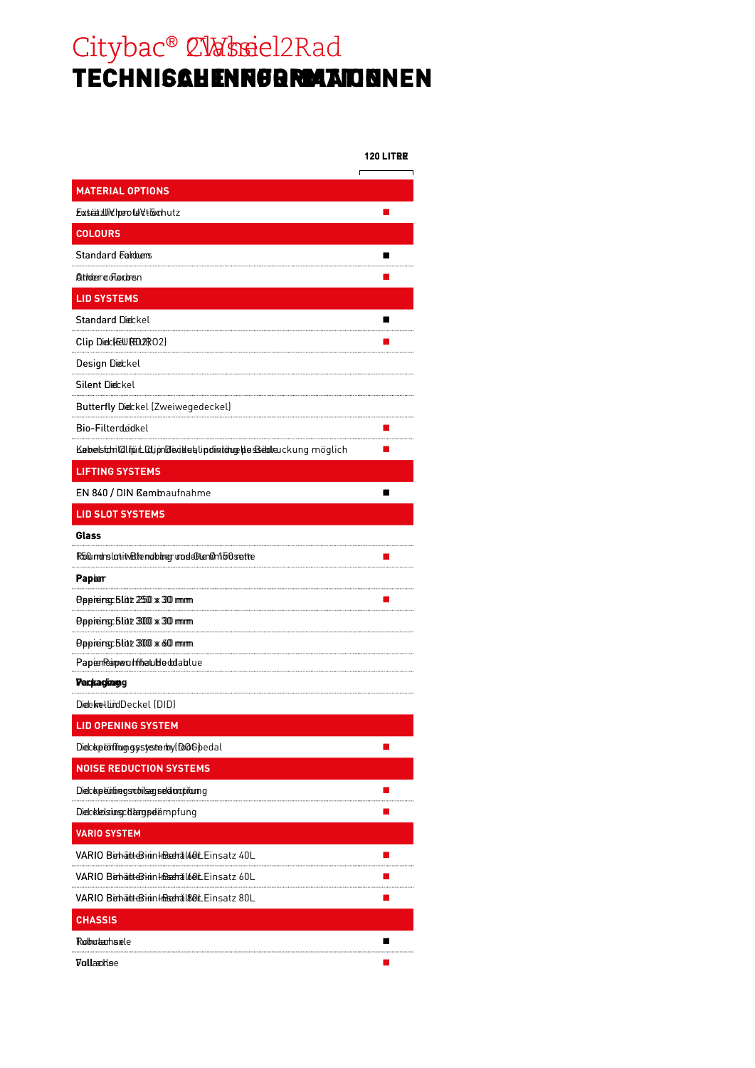# Citybac® Classic 2Rad

# TECHNISCHE INFORMATIONEN

| | 120 LITER |
|---|---|
| **MATERIAL OPTIONS** | |
| Zusatz UV-Schutz | ■ |
| **COLOURS** | |
| Standard Farben | ■ |
| Andere Farben | ■ |
| **LID SYSTEMS** | |
| Standard Deckel | ■ |
| Clip Deckel (EURO2) | ■ |
| Design Deckel | |
| Silent Deckel | |
| Butterfly Deckel (Zweiwegedeckel) | |
| Bio-Filterdeckel | ■ |
| Kabelschloss für Clip Deckel, individuelle Bedruckung möglich | ■ |
| **LIFTING SYSTEMS** | |
| EN 840 / DIN Kammaufnahme | ■ |
| **LID SLOT SYSTEMS** | |
| **Glas** | |
| Rundloch mit Bürstenabdeckung oder Gummirosette Ø 150 | ■ |
| **Papier** | |
| Öffnungs-Schlitz 250 x 30 mm | ■ |
| Öffnungs-Schlitz 300 x 30 mm | |
| Öffnungs-Schlitz 300 x 60 mm | |
| Papier Deckel blau | |
| **Verpackung** | |
| Deckel-im-Deckel (DID) | |
| **LID OPENING SYSTEM** | |
| Deckelöffnungssystem (DOS) pedal | ■ |
| **NOISE REDUCTION SYSTEMS** | |
| Deckelgeräuschdämpfung | ■ |
| Deckelschlussdämpfung | ■ |
| **VARIO SYSTEM** | |
| VARIO Behälter-in-Behälter Einsatz 40L | ■ |
| VARIO Behälter-in-Behälter Einsatz 60L | ■ |
| VARIO Behälter-in-Behälter Einsatz 80L | ■ |
| **CHASSIS** | |
| Rohrachse | ■ |
| Vollachse | ■ |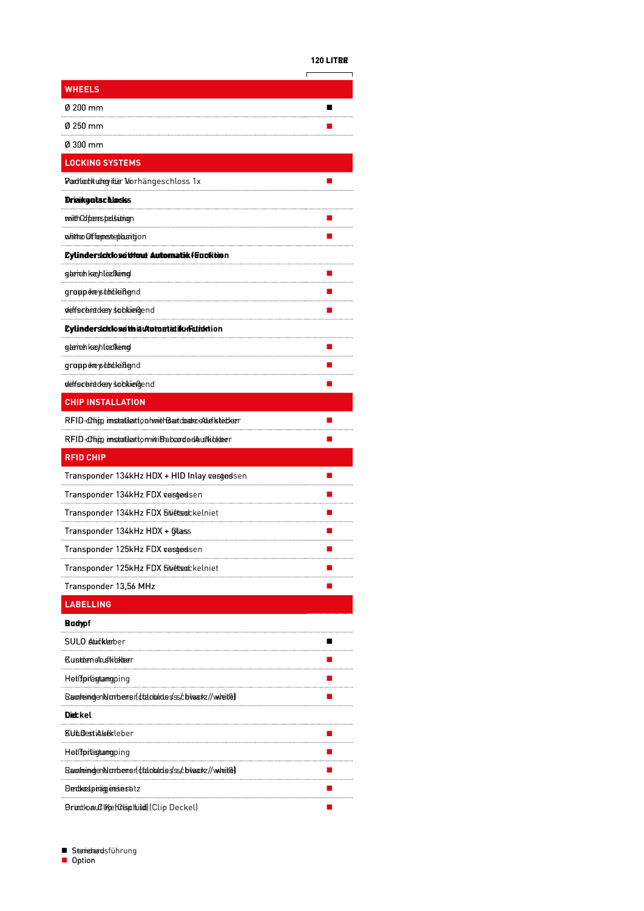| | 120 LITRE |
|---|---|
| **WHEELS** | |
| Ø 200 mm | ■ |
| Ø 250 mm | ■ |
| Ø 300 mm | |
| **LOCKING SYSTEMS** | |
| Padlock device for 1x | ■ |
| **Triangular Locks** | |
| with Open position | ■ |
| without Open position | ■ |
| **Cylinder locks without Automatic Function** | |
| same key locking | ■ |
| group key locking | ■ |
| different key locking | ■ |
| **Cylinder locks with Automatic Function** | |
| same key locking | ■ |
| group key locking | ■ |
| different key locking | ■ |
| **CHIP INSTALLATION** | |
| RFID-Chip installation without Barcode-Sticker | ■ |
| RFID-Chip installation with Barcode-Sticker | ■ |
| **RFID CHIP** | |
| Transponder 134kHz HDX + HID Inlay casted | ■ |
| Transponder 134kHz FDX casted | ■ |
| Transponder 134kHz FDX Rivet | ■ |
| Transponder 134kHz HDX + Glass | ■ |
| Transponder 125kHz FDX casted | ■ |
| Transponder 125kHz FDX Rivet | ■ |
| Transponder 13,56 MHz | ■ |
| **LABELLING** | |
| **Body** | |
| SULO Sticker | ■ (Standard) |
| Custom Sticker | ■ |
| Hot foil stamping | ■ |
| Running Numbers (colours: black / white) | ■ |
| **Lid** | |
| SULO Sticker | ■ |
| Hot foil stamping | ■ |
| Running Numbers (colours: black / white) | ■ |
| Lid spring insert | ■ |
| Push on Click (Clip Lid) | ■ |

■ Standard
■ Option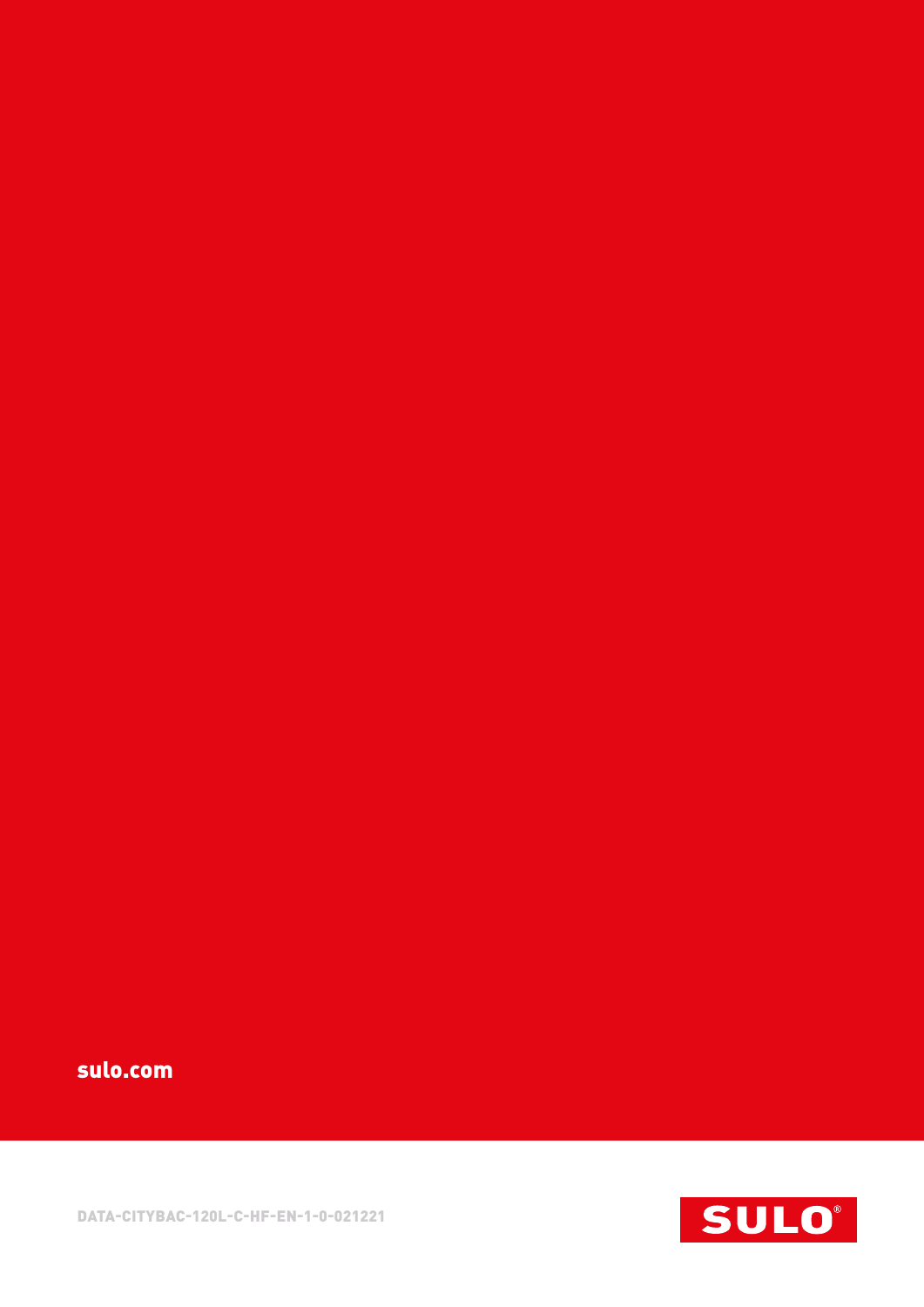sulo.com

DATA-CITYBAC-120L-C-HF-EN-1-0-021221

SULO®